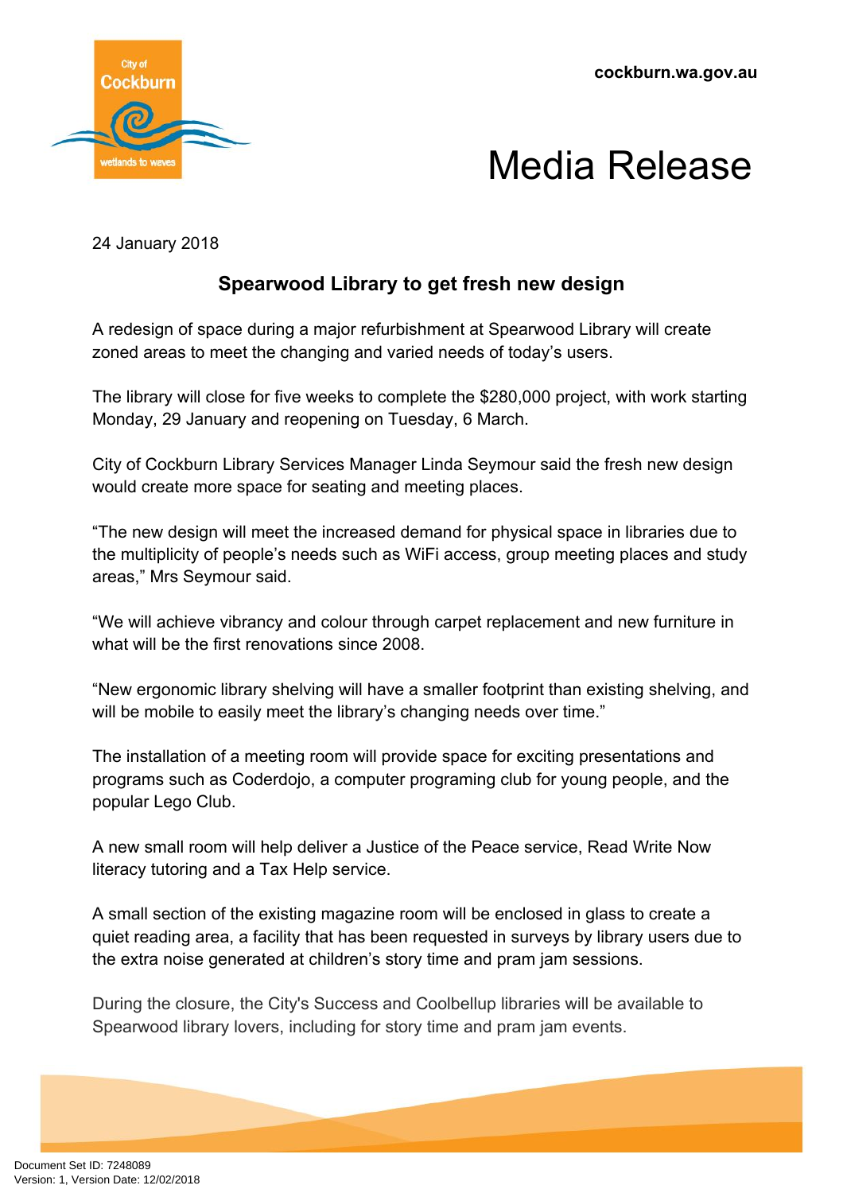cockburn.wa.gov.au

# Media Release

24 January 2018

## Spearwood Library to get fresh new design

A redesign of space during a major refurbishment at Spearwood Library will create zoned areas to meet the changing and varied needs of today's users.

The library will close for five weeks to complete the $280,000 project, with work starting Monday, 29 January and reopening on Tuesday, 6 March.

City of Cockburn Library Services Manager Linda Seymour said the fresh new design would create more space for seating and meeting places.

"The new design will meet the increased demand for physical space in libraries due to the multiplicity of people's needs such as WiFi access, group meeting places and study areas," Mrs Seymour said.

"We will achieve vibrancy and colour through carpet replacement and new furniture in what will be the first renovations since 2008.

"New ergonomic library shelving will have a smaller footprint than existing shelving, and will be mobile to easily meet the library's changing needs over time."

The installation of a meeting room will provide space for exciting presentations and programs such as Coderdojo, a computer programing club for young people, and the popular Lego Club.

A new small room will help deliver a Justice of the Peace service, Read Write Now literacy tutoring and a Tax Help service.

A small section of the existing magazine room will be enclosed in glass to create a quiet reading area, a facility that has been requested in surveys by library users due to the extra noise generated at children's story time and pram jam sessions.

During the closure, the City's Success and Coolbellup libraries will be available to Spearwood library lovers, including for story time and pram jam events.

Document Set ID: 7248089
Version: 1, Version Date: 12/02/2018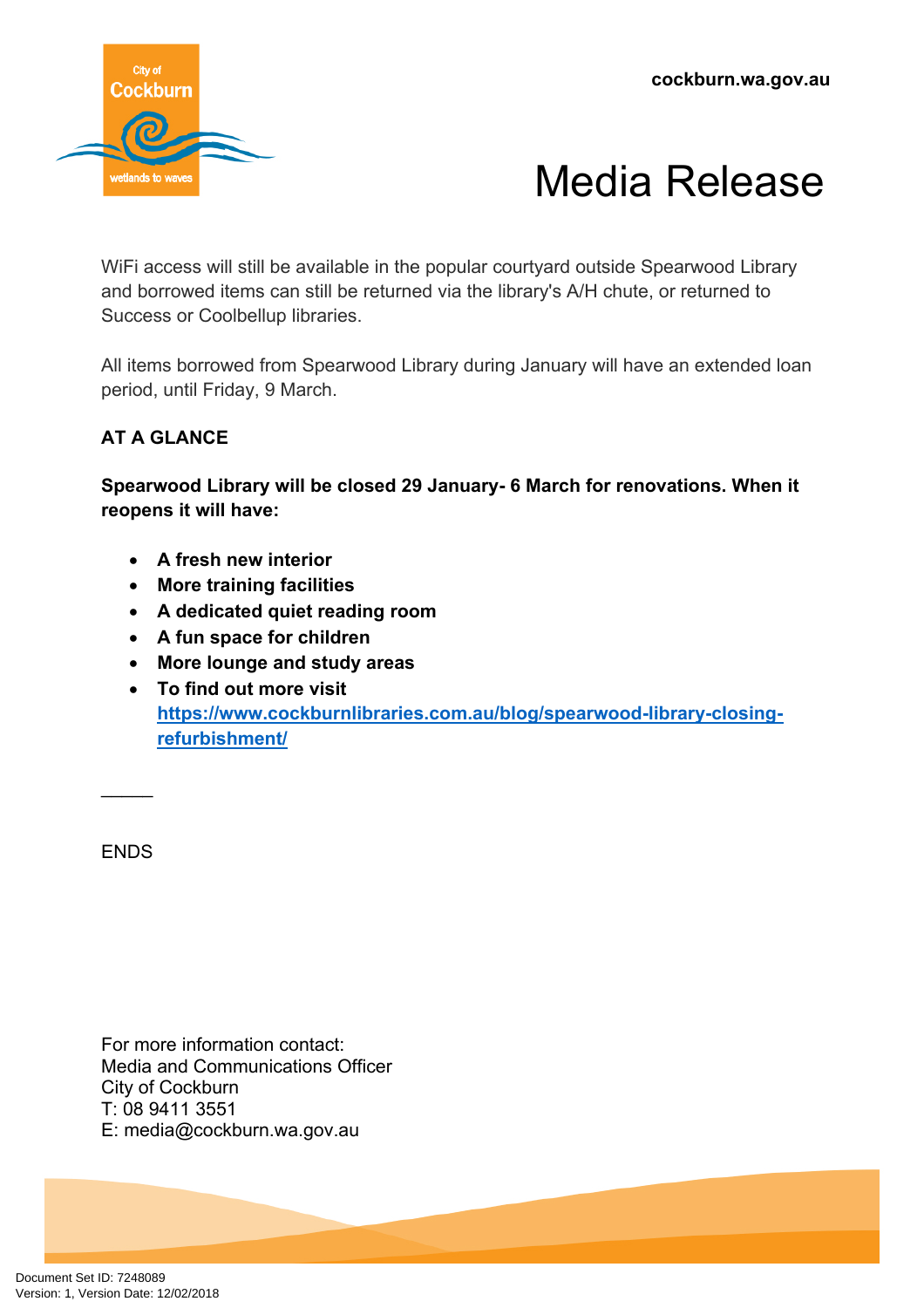WiFi access will still be available in the popular courtyard outside Spearwood Library and borrowed items can still be returned via the library's A/H chute, or returned to Success or Coolbellup libraries.

All items borrowed from Spearwood Library during January will have an extended loan period, until Friday, 9 March.

**AT A GLANCE**

**Spearwood Library will be closed 29 January- 6 March for renovations. When it reopens it will have:**

- **A fresh new interior**
- **More training facilities**
- **A dedicated quiet reading room**
- **A fun space for children**
- **More lounge and study areas**
- **To find out more visit [https://www.cockburnlibraries.com.au/blog/spearwood-library-closing-refurbishment/](https://www.cockburnlibraries.com.au/blog/spearwood-library-closing-refurbishment/)**

_____

ENDS

For more information contact:
Media and Communications Officer
City of Cockburn
T: 08 9411 3551
E: media@cockburn.wa.gov.au